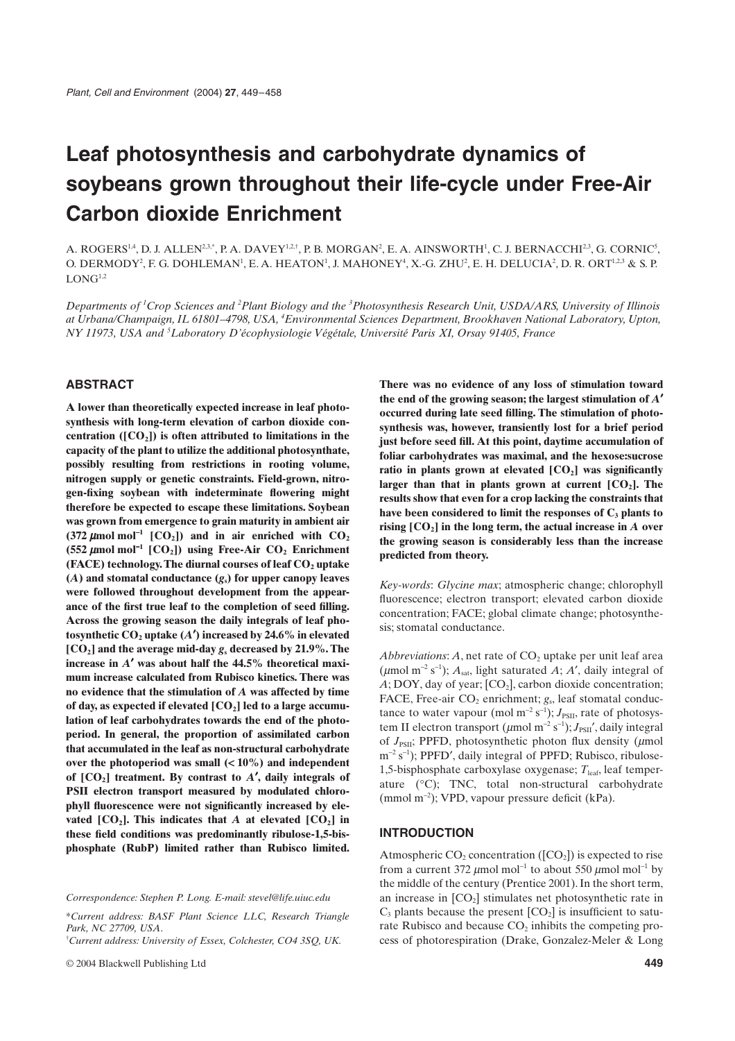# Leaf photosynthesis and carbohydrate dynamics of soybeans grown throughout their life-cycle under Free-Air Carbon dioxide Enrichment

A. ROGERS[1,4], D. J. ALLEN[2,3,*], P. A. DAVEY[1,2,†], P. B. MORGAN[2], E. A. AINSWORTH[1], C. J. BERNACCHI[2,3], G. CORNIC[5], O. DERMODY[2], F. G. DOHLEMAN[1], E. A. HEATON[1], J. MAHONEY[4], X.-G. ZHU[2], E. H. DELUCIA[2], D. R. ORT[1,2,3] & S. P. LONG[1,2]

*Departments of [1]Crop Sciences and [2]Plant Biology and the [3]Photosynthesis Research Unit, USDA/ARS, University of Illinois at Urbana/Champaign, IL 61801–4798, USA, [4]Environmental Sciences Department, Brookhaven National Laboratory, Upton, NY 11973, USA and [5]Laboratory D'écophysiologie Végétale, Université Paris XI, Orsay 91405, France*

## ABSTRACT

**A lower than theoretically expected increase in leaf photosynthesis with long-term elevation of carbon dioxide concentration ($[CO_2]$) is often attributed to limitations in the capacity of the plant to utilize the additional photosynthate, possibly resulting from restrictions in rooting volume, nitrogen supply or genetic constraints. Field-grown, nitrogen-fixing soybean with indeterminate flowering might therefore be expected to escape these limitations. Soybean was grown from emergence to grain maturity in ambient air (372 $\mu$mol mol$^{-1}$ $[CO_2]$) and in air enriched with $CO_2$ (552 $\mu$mol mol$^{-1}$ $[CO_2]$) using Free-Air $CO_2$ Enrichment (FACE) technology. The diurnal courses of leaf $CO_2$ uptake ($A$) and stomatal conductance ($g_s$) for upper canopy leaves were followed throughout development from the appearance of the first true leaf to the completion of seed filling. Across the growing season the daily integrals of leaf photosynthetic $CO_2$ uptake ($A'$) increased by 24.6% in elevated $[CO_2]$ and the average mid-day $g_s$ decreased by 21.9%. The increase in $A'$ was about half the 44.5% theoretical maximum increase calculated from Rubisco kinetics. There was no evidence that the stimulation of $A$ was affected by time of day, as expected if elevated $[CO_2]$ led to a large accumulation of leaf carbohydrates towards the end of the photoperiod. In general, the proportion of assimilated carbon that accumulated in the leaf as non-structural carbohydrate over the photoperiod was small (< 10%) and independent of $[CO_2]$ treatment. By contrast to $A'$, daily integrals of PSII electron transport measured by modulated chlorophyll fluorescence were not significantly increased by elevated $[CO_2]$. This indicates that $A$ at elevated $[CO_2]$ in these field conditions was predominantly ribulose-1,5-bisphosphate (RubP) limited rather than Rubisco limited. There was no evidence of any loss of stimulation toward the end of the growing season; the largest stimulation of $A'$ occurred during late seed filling. The stimulation of photosynthesis was, however, transiently lost for a brief period just before seed fill. At this point, daytime accumulation of foliar carbohydrates was maximal, and the hexose:sucrose ratio in plants grown at elevated $[CO_2]$ was significantly larger than that in plants grown at current $[CO_2]$. The results show that even for a crop lacking the constraints that have been considered to limit the responses of $C_3$ plants to rising $[CO_2]$ in the long term, the actual increase in $A$ over the growing season is considerably less than the increase predicted from theory.**

*Key-words*: *Glycine max*; atmospheric change; chlorophyll fluorescence; electron transport; elevated carbon dioxide concentration; FACE; global climate change; photosynthesis; stomatal conductance.

*Abbreviations*: $A$, net rate of $CO_2$ uptake per unit leaf area ($\mu$mol m$^{-2}$ s$^{-1}$); $A_{sat}$, light saturated $A$; $A'$, daily integral of $A$; DOY, day of year; $[CO_2]$, carbon dioxide concentration; FACE, Free-air $CO_2$ enrichment; $g_s$, leaf stomatal conductance to water vapour (mol m$^{-2}$ s$^{-1}$); $J_{PSII}$, rate of photosystem II electron transport ($\mu$mol m$^{-2}$ s$^{-1}$); $J_{PSII}'$, daily integral of $J_{PSII}$; PPFD, photosynthetic photon flux density ($\mu$mol m$^{-2}$ s$^{-1}$); PPFD$'$, daily integral of PPFD; Rubisco, ribulose-1,5-bisphosphate carboxylase oxygenase; $T_{leaf}$, leaf temperature (°C); TNC, total non-structural carbohydrate (mmol m$^{-2}$); VPD, vapour pressure deficit (kPa).

## INTRODUCTION

Atmospheric $CO_2$ concentration ($[CO_2]$) is expected to rise from a current 372 $\mu$mol mol$^{-1}$ to about 550 $\mu$mol mol$^{-1}$ by the middle of the century (Prentice 2001). In the short term, an increase in $[CO_2]$ stimulates net photosynthetic rate in $C_3$ plants because the present $[CO_2]$ is insufficient to saturate Rubisco and because $CO_2$ inhibits the competing process of photorespiration (Drake, Gonzalez-Meler & Long

Correspondence: Stephen P. Long. E-mail: stevel@life.uiuc.edu

*Current address: BASF Plant Science LLC, Research Triangle Park, NC 27709, USA.

†Current address: University of Essex, Colchester, CO4 3SQ, UK.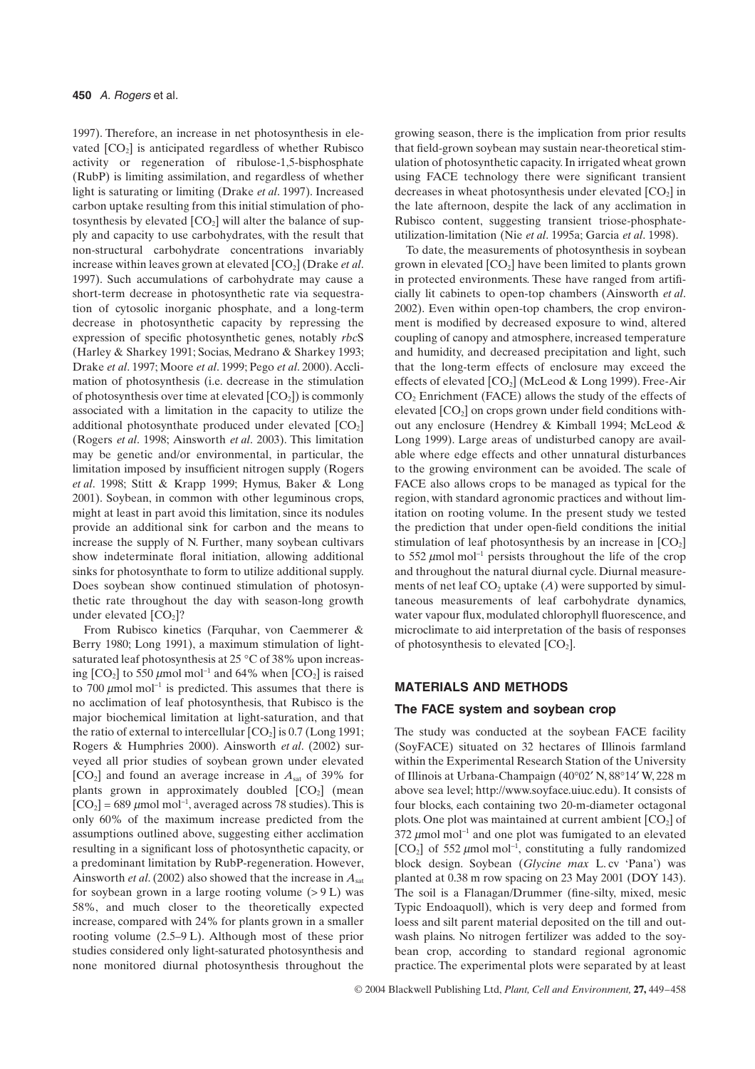1997). Therefore, an increase in net photosynthesis in elevated [$CO_2$] is anticipated regardless of whether Rubisco activity or regeneration of ribulose-1,5-bisphosphate (RubP) is limiting assimilation, and regardless of whether light is saturating or limiting (Drake *et al*. 1997). Increased carbon uptake resulting from this initial stimulation of photosynthesis by elevated [$CO_2$] will alter the balance of supply and capacity to use carbohydrates, with the result that non-structural carbohydrate concentrations invariably increase within leaves grown at elevated [$CO_2$] (Drake *et al*. 1997). Such accumulations of carbohydrate may cause a short-term decrease in photosynthetic rate via sequestration of cytosolic inorganic phosphate, and a long-term decrease in photosynthetic capacity by repressing the expression of specific photosynthetic genes, notably *rbc*S (Harley & Sharkey 1991; Socias, Medrano & Sharkey 1993; Drake *et al*. 1997; Moore *et al*. 1999; Pego *et al*. 2000). Acclimation of photosynthesis (i.e. decrease in the stimulation of photosynthesis over time at elevated [$CO_2$]) is commonly associated with a limitation in the capacity to utilize the additional photosynthate produced under elevated [$CO_2$] (Rogers *et al*. 1998; Ainsworth *et al*. 2003). This limitation may be genetic and/or environmental, in particular, the limitation imposed by insufficient nitrogen supply (Rogers *et al*. 1998; Stitt & Krapp 1999; Hymus, Baker & Long 2001). Soybean, in common with other leguminous crops, might at least in part avoid this limitation, since its nodules provide an additional sink for carbon and the means to increase the supply of N. Further, many soybean cultivars show indeterminate floral initiation, allowing additional sinks for photosynthate to form to utilize additional supply. Does soybean show continued stimulation of photosynthetic rate throughout the day with season-long growth under elevated [$CO_2$]?

From Rubisco kinetics (Farquhar, von Caemmerer & Berry 1980; Long 1991), a maximum stimulation of light-saturated leaf photosynthesis at 25 °C of 38% upon increasing [$CO_2$] to 550 $\mu$mol mol$^{-1}$ and 64% when [$CO_2$] is raised to 700 $\mu$mol mol$^{-1}$ is predicted. This assumes that there is no acclimation of leaf photosynthesis, that Rubisco is the major biochemical limitation at light-saturation, and that the ratio of external to intercellular [$CO_2$] is 0.7 (Long 1991; Rogers & Humphries 2000). Ainsworth *et al*. (2002) surveyed all prior studies of soybean grown under elevated [$CO_2$] and found an average increase in $A_{sat}$ of 39% for plants grown in approximately doubled [$CO_2$] (mean [$CO_2$] = 689 $\mu$mol mol$^{-1}$, averaged across 78 studies). This is only 60% of the maximum increase predicted from the assumptions outlined above, suggesting either acclimation resulting in a significant loss of photosynthetic capacity, or a predominant limitation by RubP-regeneration. However, Ainsworth *et al*. (2002) also showed that the increase in $A_{sat}$ for soybean grown in a large rooting volume (> 9 L) was 58%, and much closer to the theoretically expected increase, compared with 24% for plants grown in a smaller rooting volume (2.5–9 L). Although most of these prior studies considered only light-saturated photosynthesis and none monitored diurnal photosynthesis throughout the growing season, there is the implication from prior results that field-grown soybean may sustain near-theoretical stimulation of photosynthetic capacity. In irrigated wheat grown using FACE technology there were significant transient decreases in wheat photosynthesis under elevated [$CO_2$] in the late afternoon, despite the lack of any acclimation in Rubisco content, suggesting transient triose-phosphate-utilization-limitation (Nie *et al*. 1995a; Garcia *et al*. 1998).

To date, the measurements of photosynthesis in soybean grown in elevated [$CO_2$] have been limited to plants grown in protected environments. These have ranged from artificially lit cabinets to open-top chambers (Ainsworth *et al*. 2002). Even within open-top chambers, the crop environment is modified by decreased exposure to wind, altered coupling of canopy and atmosphere, increased temperature and humidity, and decreased precipitation and light, such that the long-term effects of enclosure may exceed the effects of elevated [$CO_2$] (McLeod & Long 1999). Free-Air $CO_2$ Enrichment (FACE) allows the study of the effects of elevated [$CO_2$] on crops grown under field conditions without any enclosure (Hendrey & Kimball 1994; McLeod & Long 1999). Large areas of undisturbed canopy are available where edge effects and other unnatural disturbances to the growing environment can be avoided. The scale of FACE also allows crops to be managed as typical for the region, with standard agronomic practices and without limitation on rooting volume. In the present study we tested the prediction that under open-field conditions the initial stimulation of leaf photosynthesis by an increase in [$CO_2$] to 552 $\mu$mol mol$^{-1}$ persists throughout the life of the crop and throughout the natural diurnal cycle. Diurnal measurements of net leaf $CO_2$ uptake ($A$) were supported by simultaneous measurements of leaf carbohydrate dynamics, water vapour flux, modulated chlorophyll fluorescence, and microclimate to aid interpretation of the basis of responses of photosynthesis to elevated [$CO_2$].

## MATERIALS AND METHODS

### The FACE system and soybean crop

The study was conducted at the soybean FACE facility (SoyFACE) situated on 32 hectares of Illinois farmland within the Experimental Research Station of the University of Illinois at Urbana-Champaign (40°02′ N, 88°14′ W, 228 m above sea level; http://www.soyface.uiuc.edu). It consists of four blocks, each containing two 20-m-diameter octagonal plots. One plot was maintained at current ambient [$CO_2$] of 372 $\mu$mol mol$^{-1}$ and one plot was fumigated to an elevated [$CO_2$] of 552 $\mu$mol mol$^{-1}$, constituting a fully randomized block design. Soybean (*Glycine max* L. cv 'Pana') was planted at 0.38 m row spacing on 23 May 2001 (DOY 143). The soil is a Flanagan/Drummer (fine-silty, mixed, mesic Typic Endoaquoll), which is very deep and formed from loess and silt parent material deposited on the till and outwash plains. No nitrogen fertilizer was added to the soybean crop, according to standard regional agronomic practice. The experimental plots were separated by at least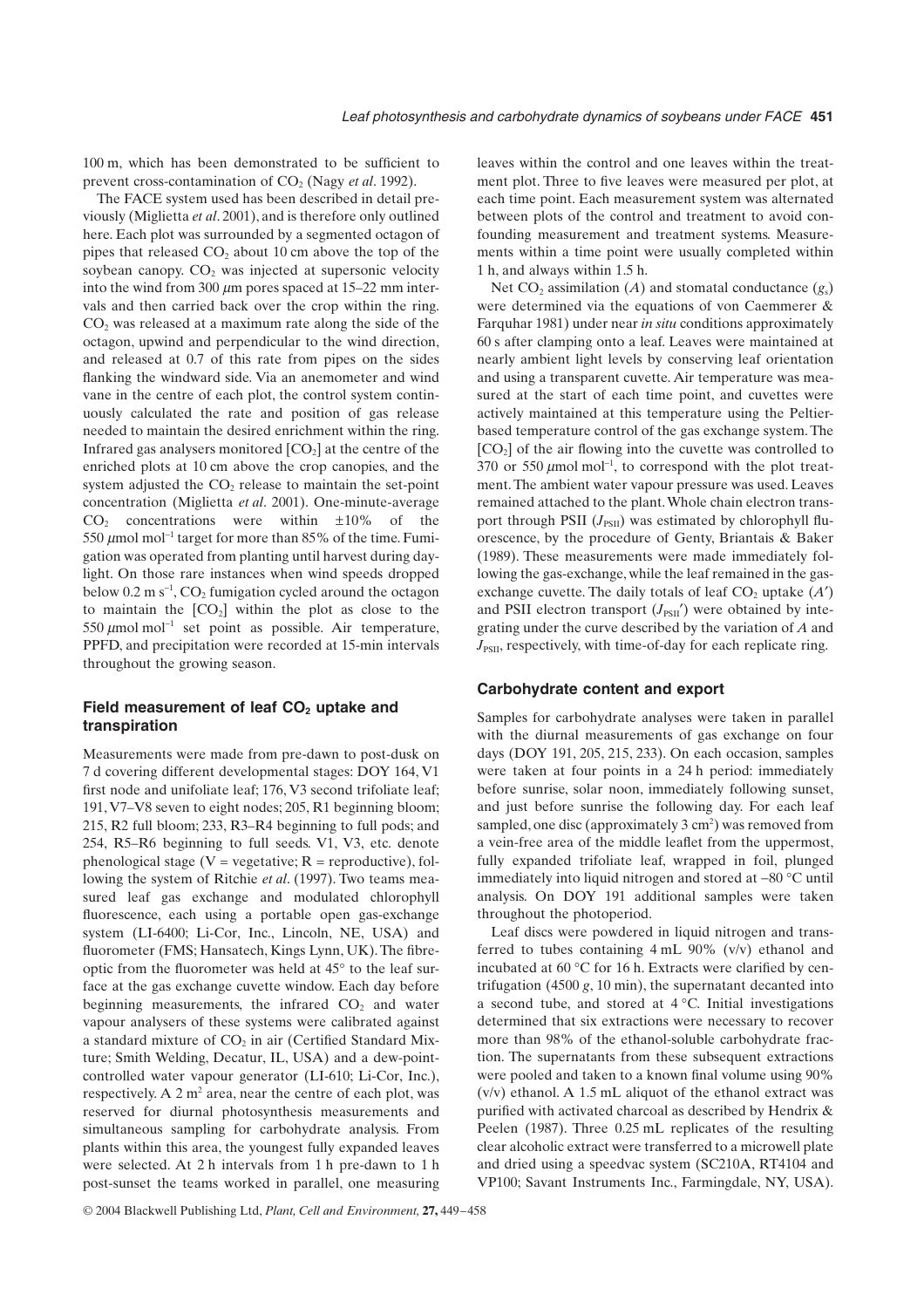100 m, which has been demonstrated to be sufficient to prevent cross-contamination of $CO_2$ (Nagy *et al*. 1992).

The FACE system used has been described in detail previously (Miglietta *et al*. 2001), and is therefore only outlined here. Each plot was surrounded by a segmented octagon of pipes that released $CO_2$ about 10 cm above the top of the soybean canopy. $CO_2$ was injected at supersonic velocity into the wind from 300 $\mu$m pores spaced at 15–22 mm intervals and then carried back over the crop within the ring. $CO_2$ was released at a maximum rate along the side of the octagon, upwind and perpendicular to the wind direction, and released at 0.7 of this rate from pipes on the sides flanking the windward side. Via an anemometer and wind vane in the centre of each plot, the control system continuously calculated the rate and position of gas release needed to maintain the desired enrichment within the ring. Infrared gas analysers monitored [$CO_2$] at the centre of the enriched plots at 10 cm above the crop canopies, and the system adjusted the $CO_2$ release to maintain the set-point concentration (Miglietta *et al*. 2001). One-minute-average $CO_2$ concentrations were within ±10% of the 550 $\mu$mol mol$^{-1}$ target for more than 85% of the time. Fumigation was operated from planting until harvest during daylight. On those rare instances when wind speeds dropped below 0.2 m s$^{-1}$, $CO_2$ fumigation cycled around the octagon to maintain the [$CO_2$] within the plot as close to the 550 $\mu$mol mol$^{-1}$ set point as possible. Air temperature, PPFD, and precipitation were recorded at 15-min intervals throughout the growing season.

### Field measurement of leaf $CO_2$ uptake and transpiration

Measurements were made from pre-dawn to post-dusk on 7 d covering different developmental stages: DOY 164, V1 first node and unifoliate leaf; 176, V3 second trifoliate leaf; 191, V7–V8 seven to eight nodes; 205, R1 beginning bloom; 215, R2 full bloom; 233, R3–R4 beginning to full pods; and 254, R5–R6 beginning to full seeds. V1, V3, etc. denote phenological stage (V = vegetative; R = reproductive), following the system of Ritchie *et al*. (1997). Two teams measured leaf gas exchange and modulated chlorophyll fluorescence, each using a portable open gas-exchange system (LI-6400; Li-Cor, Inc., Lincoln, NE, USA) and fluorometer (FMS; Hansatech, Kings Lynn, UK). The fibre-optic from the fluorometer was held at 45° to the leaf surface at the gas exchange cuvette window. Each day before beginning measurements, the infrared $CO_2$ and water vapour analysers of these systems were calibrated against a standard mixture of $CO_2$ in air (Certified Standard Mixture; Smith Welding, Decatur, IL, USA) and a dew-point-controlled water vapour generator (LI-610; Li-Cor, Inc.), respectively. A 2 m$^2$ area, near the centre of each plot, was reserved for diurnal photosynthesis measurements and simultaneous sampling for carbohydrate analysis. From plants within this area, the youngest fully expanded leaves were selected. At 2 h intervals from 1 h pre-dawn to 1 h post-sunset the teams worked in parallel, one measuring leaves within the control and one leaves within the treatment plot. Three to five leaves were measured per plot, at each time point. Each measurement system was alternated between plots of the control and treatment to avoid confounding measurement and treatment systems. Measurements within a time point were usually completed within 1 h, and always within 1.5 h.

Net $CO_2$ assimilation ($A$) and stomatal conductance ($g_s$) were determined via the equations of von Caemmerer & Farquhar 1981) under near *in situ* conditions approximately 60 s after clamping onto a leaf. Leaves were maintained at nearly ambient light levels by conserving leaf orientation and using a transparent cuvette. Air temperature was measured at the start of each time point, and cuvettes were actively maintained at this temperature using the Peltier-based temperature control of the gas exchange system. The [$CO_2$] of the air flowing into the cuvette was controlled to 370 or 550 $\mu$mol mol$^{-1}$, to correspond with the plot treatment. The ambient water vapour pressure was used. Leaves remained attached to the plant. Whole chain electron transport through PSII ($J_{PSII}$) was estimated by chlorophyll fluorescence, by the procedure of Genty, Briantais & Baker (1989). These measurements were made immediately following the gas-exchange, while the leaf remained in the gas-exchange cuvette. The daily totals of leaf $CO_2$ uptake ($A'$) and PSII electron transport ($J_{PSII}'$) were obtained by integrating under the curve described by the variation of $A$ and $J_{PSII}$, respectively, with time-of-day for each replicate ring.

### Carbohydrate content and export

Samples for carbohydrate analyses were taken in parallel with the diurnal measurements of gas exchange on four days (DOY 191, 205, 215, 233). On each occasion, samples were taken at four points in a 24 h period: immediately before sunrise, solar noon, immediately following sunset, and just before sunrise the following day. For each leaf sampled, one disc (approximately 3 cm$^2$) was removed from a vein-free area of the middle leaflet from the uppermost, fully expanded trifoliate leaf, wrapped in foil, plunged immediately into liquid nitrogen and stored at −80 °C until analysis. On DOY 191 additional samples were taken throughout the photoperiod.

Leaf discs were powdered in liquid nitrogen and transferred to tubes containing 4 mL 90% (v/v) ethanol and incubated at 60 °C for 16 h. Extracts were clarified by centrifugation (4500 $g$, 10 min), the supernatant decanted into a second tube, and stored at 4 °C. Initial investigations determined that six extractions were necessary to recover more than 98% of the ethanol-soluble carbohydrate fraction. The supernatants from these subsequent extractions were pooled and taken to a known final volume using 90% (v/v) ethanol. A 1.5 mL aliquot of the ethanol extract was purified with activated charcoal as described by Hendrix & Peelen (1987). Three 0.25 mL replicates of the resulting clear alcoholic extract were transferred to a microwell plate and dried using a speedvac system (SC210A, RT4104 and VP100; Savant Instruments Inc., Farmingdale, NY, USA).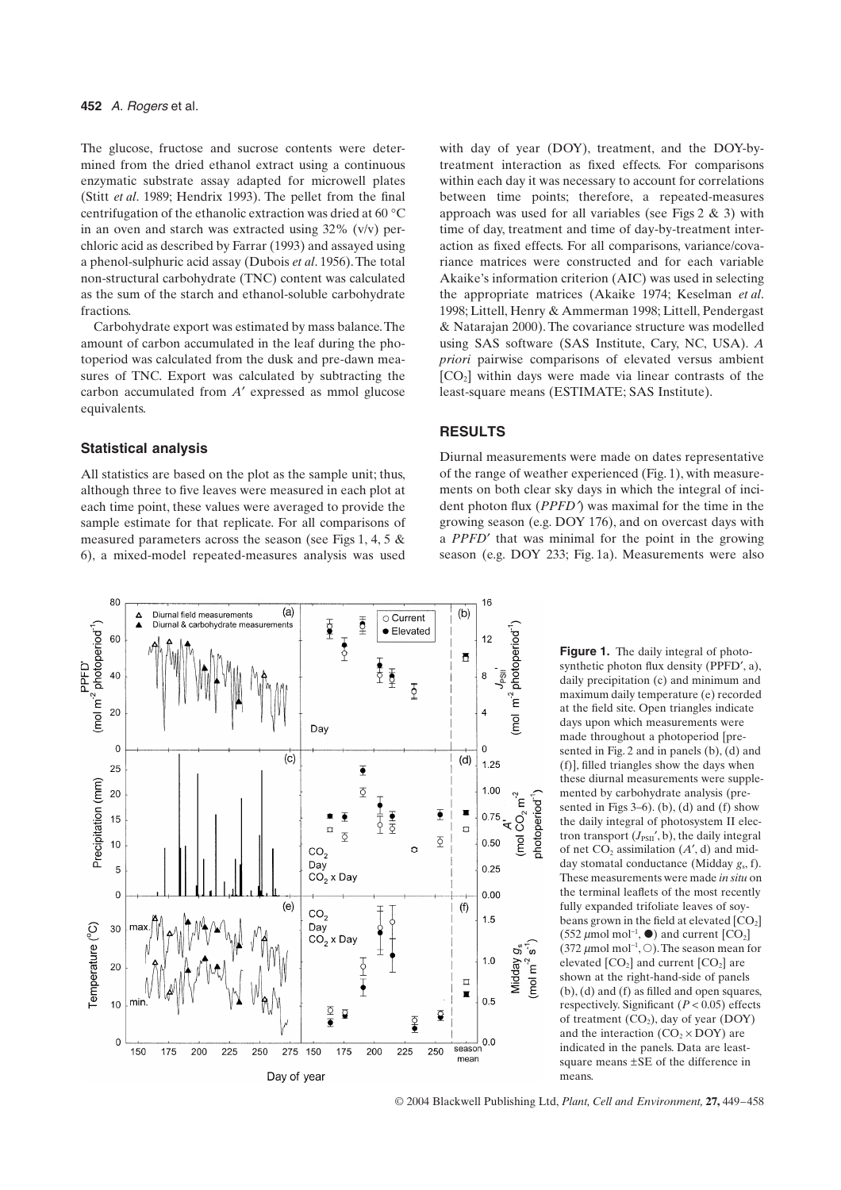The glucose, fructose and sucrose contents were determined from the dried ethanol extract using a continuous enzymatic substrate assay adapted for microwell plates (Stitt *et al*. 1989; Hendrix 1993). The pellet from the final centrifugation of the ethanolic extraction was dried at 60 °C in an oven and starch was extracted using 32% (v/v) perchloric acid as described by Farrar (1993) and assayed using a phenol-sulphuric acid assay (Dubois *et al*. 1956). The total non-structural carbohydrate (TNC) content was calculated as the sum of the starch and ethanol-soluble carbohydrate fractions.

Carbohydrate export was estimated by mass balance. The amount of carbon accumulated in the leaf during the photoperiod was calculated from the dusk and pre-dawn measures of TNC. Export was calculated by subtracting the carbon accumulated from $A'$ expressed as mmol glucose equivalents.

### Statistical analysis

All statistics are based on the plot as the sample unit; thus, although three to five leaves were measured in each plot at each time point, these values were averaged to provide the sample estimate for that replicate. For all comparisons of measured parameters across the season (see Figs 1, 4, 5 & 6), a mixed-model repeated-measures analysis was used with day of year (DOY), treatment, and the DOY-by-treatment interaction as fixed effects. For comparisons within each day it was necessary to account for correlations between time points; therefore, a repeated-measures approach was used for all variables (see Figs 2 & 3) with time of day, treatment and time of day-by-treatment interaction as fixed effects. For all comparisons, variance/covariance matrices were constructed and for each variable Akaike's information criterion (AIC) was used in selecting the appropriate matrices (Akaike 1974; Keselman *et al*. 1998; Littell, Henry & Ammerman 1998; Littell, Pendergast & Natarajan 2000). The covariance structure was modelled using SAS software (SAS Institute, Cary, NC, USA). *A priori* pairwise comparisons of elevated versus ambient [$CO_2$] within days were made via linear contrasts of the least-square means (ESTIMATE; SAS Institute).

## RESULTS

Diurnal measurements were made on dates representative of the range of weather experienced (Fig. 1), with measurements on both clear sky days in which the integral of incident photon flux (*PPFD′*) was maximal for the time in the growing season (e.g. DOY 176), and on overcast days with a *PPFD′* that was minimal for the point in the growing season (e.g. DOY 233; Fig. 1a). Measurements were also

**Figure 1.** The daily integral of photosynthetic photon flux density (PPFD′, a), daily precipitation (c) and minimum and maximum daily temperature (e) recorded at the field site. Open triangles indicate days upon which measurements were made throughout a photoperiod [presented in Fig. 2 and in panels (b), (d) and (f)], filled triangles show the days when these diurnal measurements were supplemented by carbohydrate analysis (presented in Figs 3–6). (b), (d) and (f) show the daily integral of photosystem II electron transport ($J_{PSII}'$, b), the daily integral of net $CO_2$ assimilation ($A'$, d) and midday stomatal conductance (Midday $g_s$, f). These measurements were made *in situ* on the terminal leaflets of the most recently fully expanded trifoliate leaves of soybeans grown in the field at elevated [$CO_2$] (552 $\mu$mol mol$^{-1}$, ●) and current [$CO_2$] (372 $\mu$mol mol$^{-1}$, ○). The season mean for elevated [$CO_2$] and current [$CO_2$] are shown at the right-hand-side of panels (b), (d) and (f) as filled and open squares, respectively. Significant ($P < 0.05$) effects of treatment ($CO_2$), day of year (DOY) and the interaction ($CO_2 \times$ DOY) are indicated in the panels. Data are least-square means ±SE of the difference in means.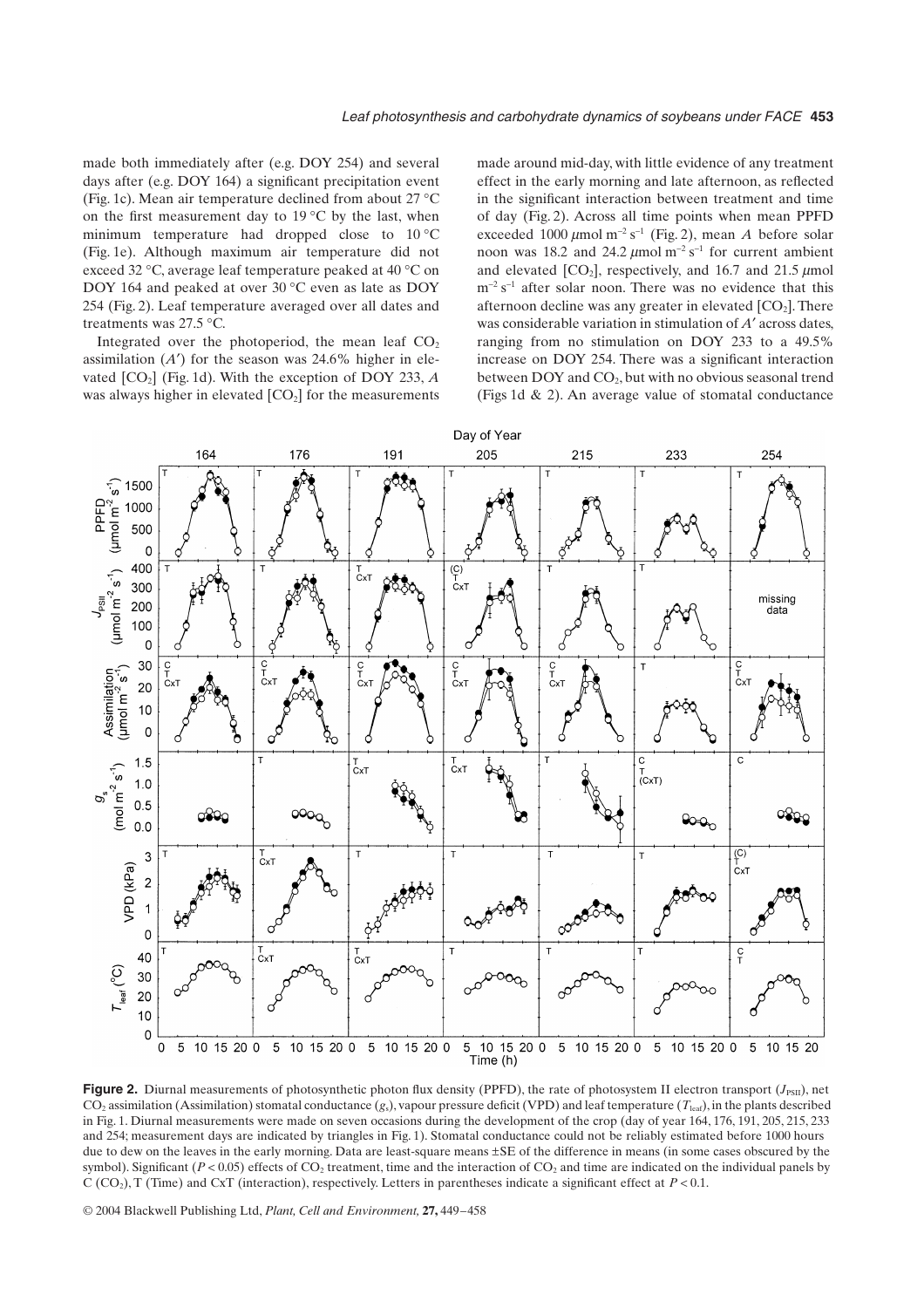made both immediately after (e.g. DOY 254) and several days after (e.g. DOY 164) a significant precipitation event (Fig. 1c). Mean air temperature declined from about 27 °C on the first measurement day to 19 °C by the last, when minimum temperature had dropped close to 10 °C (Fig. 1e). Although maximum air temperature did not exceed 32 °C, average leaf temperature peaked at 40 °C on DOY 164 and peaked at over 30 °C even as late as DOY 254 (Fig. 2). Leaf temperature averaged over all dates and treatments was 27.5 °C.

Integrated over the photoperiod, the mean leaf $CO_2$ assimilation ($A'$) for the season was 24.6% higher in elevated [$CO_2$] (Fig. 1d). With the exception of DOY 233, $A$ was always higher in elevated [$CO_2$] for the measurements made around mid-day, with little evidence of any treatment effect in the early morning and late afternoon, as reflected in the significant interaction between treatment and time of day (Fig. 2). Across all time points when mean PPFD exceeded 1000 $\mu$mol m$^{-2}$ s$^{-1}$ (Fig. 2), mean $A$ before solar noon was 18.2 and 24.2 $\mu$mol m$^{-2}$ s$^{-1}$ for current ambient and elevated [$CO_2$], respectively, and 16.7 and 21.5 $\mu$mol m$^{-2}$ s$^{-1}$ after solar noon. There was no evidence that this afternoon decline was any greater in elevated [$CO_2$]. There was considerable variation in stimulation of $A'$ across dates, ranging from no stimulation on DOY 233 to a 49.5% increase on DOY 254. There was a significant interaction between DOY and $CO_2$, but with no obvious seasonal trend (Figs 1d & 2). An average value of stomatal conductance

**Figure 2.** Diurnal measurements of photosynthetic photon flux density (PPFD), the rate of photosystem II electron transport ($J_{PSII}$), net $CO_2$ assimilation (Assimilation) stomatal conductance ($g_s$), vapour pressure deficit (VPD) and leaf temperature ($T_{leaf}$), in the plants described in Fig. 1. Diurnal measurements were made on seven occasions during the development of the crop (day of year 164, 176, 191, 205, 215, 233 and 254; measurement days are indicated by triangles in Fig. 1). Stomatal conductance could not be reliably estimated before 1000 hours due to dew on the leaves in the early morning. Data are least-square means ±SE of the difference in means (in some cases obscured by the symbol). Significant ($P < 0.05$) effects of $CO_2$ treatment, time and the interaction of $CO_2$ and time are indicated on the individual panels by C ($CO_2$), T (Time) and CxT (interaction), respectively. Letters in parentheses indicate a significant effect at $P < 0.1$.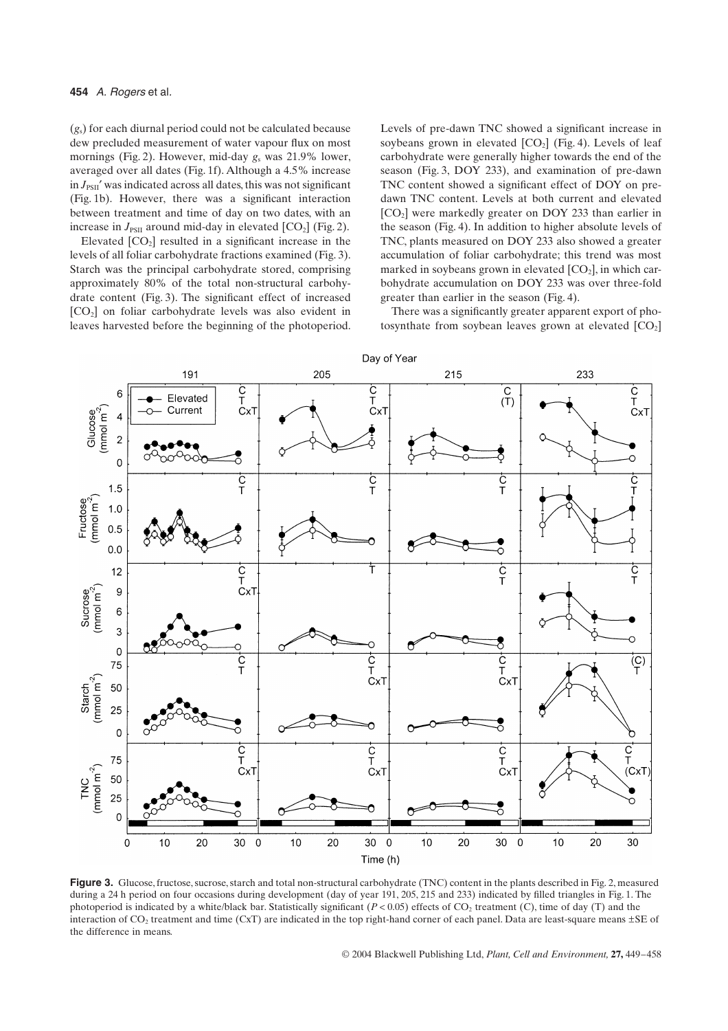($g_s$) for each diurnal period could not be calculated because dew precluded measurement of water vapour flux on most mornings (Fig. 2). However, mid-day $g_s$ was 21.9% lower, averaged over all dates (Fig. 1f). Although a 4.5% increase in $J_{PSII}'$ was indicated across all dates, this was not significant (Fig. 1b). However, there was a significant interaction between treatment and time of day on two dates, with an increase in $J_{PSII}$ around mid-day in elevated [$CO_2$] (Fig. 2).

Elevated [$CO_2$] resulted in a significant increase in the levels of all foliar carbohydrate fractions examined (Fig. 3). Starch was the principal carbohydrate stored, comprising approximately 80% of the total non-structural carbohydrate content (Fig. 3). The significant effect of increased [$CO_2$] on foliar carbohydrate levels was also evident in leaves harvested before the beginning of the photoperiod. Levels of pre-dawn TNC showed a significant increase in soybeans grown in elevated [$CO_2$] (Fig. 4). Levels of leaf carbohydrate were generally higher towards the end of the season (Fig. 3, DOY 233), and examination of pre-dawn TNC content showed a significant effect of DOY on pre-dawn TNC content. Levels at both current and elevated [$CO_2$] were markedly greater on DOY 233 than earlier in the season (Fig. 4). In addition to higher absolute levels of TNC, plants measured on DOY 233 also showed a greater accumulation of foliar carbohydrate; this trend was most marked in soybeans grown in elevated [$CO_2$], in which carbohydrate accumulation on DOY 233 was over three-fold greater than earlier in the season (Fig. 4).

There was a significantly greater apparent export of photosynthate from soybean leaves grown at elevated [$CO_2$]

**Figure 3.** Glucose, fructose, sucrose, starch and total non-structural carbohydrate (TNC) content in the plants described in Fig. 2, measured during a 24 h period on four occasions during development (day of year 191, 205, 215 and 233) indicated by filled triangles in Fig. 1. The photoperiod is indicated by a white/black bar. Statistically significant ($P < 0.05$) effects of $CO_2$ treatment (C), time of day (T) and the interaction of $CO_2$ treatment and time (CxT) are indicated in the top right-hand corner of each panel. Data are least-square means ±SE of the difference in means.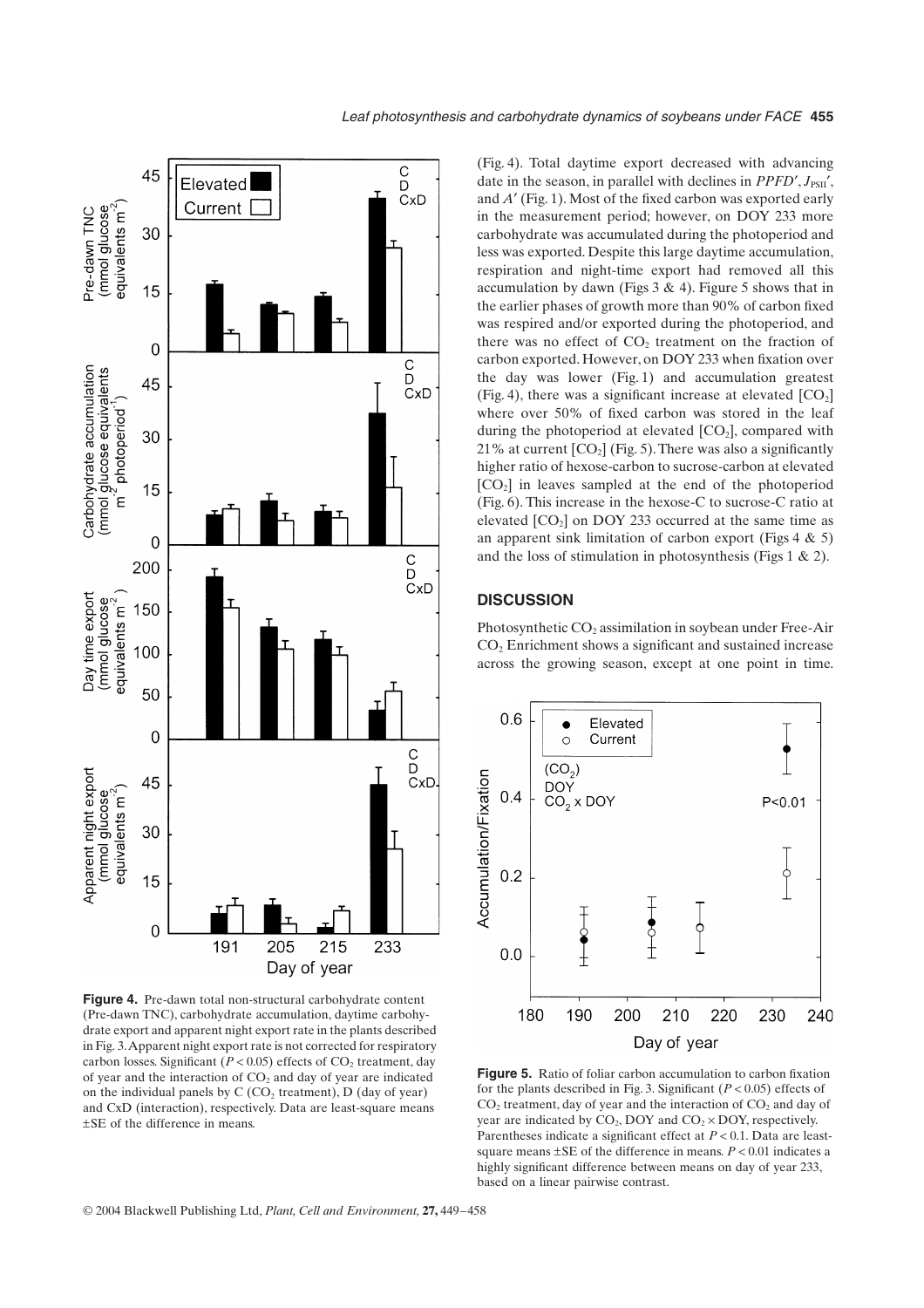**Figure 4.** Pre-dawn total non-structural carbohydrate content (Pre-dawn TNC), carbohydrate accumulation, daytime carbohydrate export and apparent night export rate in the plants described in Fig. 3. Apparent night export rate is not corrected for respiratory carbon losses. Significant ($P < 0.05$) effects of $CO_2$ treatment, day of year and the interaction of $CO_2$ and day of year are indicated on the individual panels by C ($CO_2$ treatment), D (day of year) and CxD (interaction), respectively. Data are least-square means ±SE of the difference in means.

(Fig. 4). Total daytime export decreased with advancing date in the season, in parallel with declines in $PPFD'$, $J_{PSII}'$, and $A'$ (Fig. 1). Most of the fixed carbon was exported early in the measurement period; however, on DOY 233 more carbohydrate was accumulated during the photoperiod and less was exported. Despite this large daytime accumulation, respiration and night-time export had removed all this accumulation by dawn (Figs 3 & 4). Figure 5 shows that in the earlier phases of growth more than 90% of carbon fixed was respired and/or exported during the photoperiod, and there was no effect of $CO_2$ treatment on the fraction of carbon exported. However, on DOY 233 when fixation over the day was lower (Fig. 1) and accumulation greatest (Fig. 4), there was a significant increase at elevated [$CO_2$] where over 50% of fixed carbon was stored in the leaf during the photoperiod at elevated [$CO_2$], compared with 21% at current [$CO_2$] (Fig. 5). There was also a significantly higher ratio of hexose-carbon to sucrose-carbon at elevated [$CO_2$] in leaves sampled at the end of the photoperiod (Fig. 6). This increase in the hexose-C to sucrose-C ratio at elevated [$CO_2$] on DOY 233 occurred at the same time as an apparent sink limitation of carbon export (Figs 4 & 5) and the loss of stimulation in photosynthesis (Figs 1 & 2).

## DISCUSSION

Photosynthetic $CO_2$ assimilation in soybean under Free-Air $CO_2$ Enrichment shows a significant and sustained increase across the growing season, except at one point in time.

**Figure 5.** Ratio of foliar carbon accumulation to carbon fixation for the plants described in Fig. 3. Significant ($P < 0.05$) effects of $CO_2$ treatment, day of year and the interaction of $CO_2$ and day of year are indicated by $CO_2$, DOY and $CO_2 \times$ DOY, respectively. Parentheses indicate a significant effect at $P < 0.1$. Data are least-square means ±SE of the difference in means. $P < 0.01$ indicates a highly significant difference between means on day of year 233, based on a linear pairwise contrast.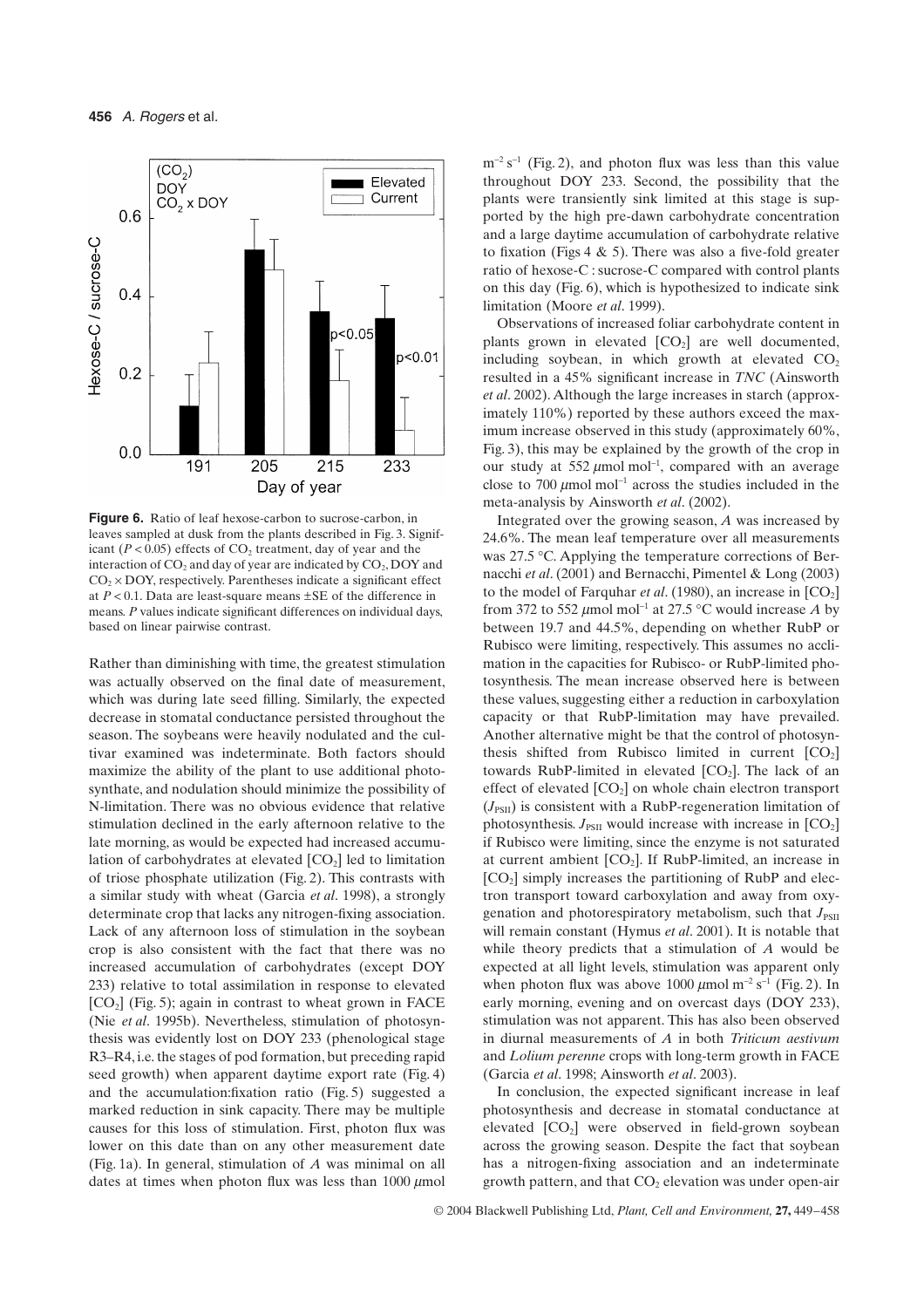**Figure 6.** Ratio of leaf hexose-carbon to sucrose-carbon, in leaves sampled at dusk from the plants described in Fig. 3. Significant ($P < 0.05$) effects of $CO_2$ treatment, day of year and the interaction of $CO_2$ and day of year are indicated by $CO_2$, DOY and $CO_2 \times$ DOY, respectively. Parentheses indicate a significant effect at $P < 0.1$. Data are least-square means ±SE of the difference in means. *P* values indicate significant differences on individual days, based on linear pairwise contrast.

Rather than diminishing with time, the greatest stimulation was actually observed on the final date of measurement, which was during late seed filling. Similarly, the expected decrease in stomatal conductance persisted throughout the season. The soybeans were heavily nodulated and the cultivar examined was indeterminate. Both factors should maximize the ability of the plant to use additional photosynthate, and nodulation should minimize the possibility of N-limitation. There was no obvious evidence that relative stimulation declined in the early afternoon relative to the late morning, as would be expected had increased accumulation of carbohydrates at elevated [$CO_2$] led to limitation of triose phosphate utilization (Fig. 2). This contrasts with a similar study with wheat (Garcia *et al*. 1998), a strongly determinate crop that lacks any nitrogen-fixing association. Lack of any afternoon loss of stimulation in the soybean crop is also consistent with the fact that there was no increased accumulation of carbohydrates (except DOY 233) relative to total assimilation in response to elevated [$CO_2$] (Fig. 5); again in contrast to wheat grown in FACE (Nie *et al*. 1995b). Nevertheless, stimulation of photosynthesis was evidently lost on DOY 233 (phenological stage R3–R4, i.e. the stages of pod formation, but preceding rapid seed growth) when apparent daytime export rate (Fig. 4) and the accumulation:fixation ratio (Fig. 5) suggested a marked reduction in sink capacity. There may be multiple causes for this loss of stimulation. First, photon flux was lower on this date than on any other measurement date (Fig. 1a). In general, stimulation of *A* was minimal on all dates at times when photon flux was less than 1000 $\mu$mol $m^{-2}$ $s^{-1}$ (Fig. 2), and photon flux was less than this value throughout DOY 233. Second, the possibility that the plants were transiently sink limited at this stage is supported by the high pre-dawn carbohydrate concentration and a large daytime accumulation of carbohydrate relative to fixation (Figs 4 & 5). There was also a five-fold greater ratio of hexose-C : sucrose-C compared with control plants on this day (Fig. 6), which is hypothesized to indicate sink limitation (Moore *et al*. 1999).

Observations of increased foliar carbohydrate content in plants grown in elevated [$CO_2$] are well documented, including soybean, in which growth at elevated $CO_2$ resulted in a 45% significant increase in *TNC* (Ainsworth *et al*. 2002). Although the large increases in starch (approximately 110%) reported by these authors exceed the maximum increase observed in this study (approximately 60%, Fig. 3), this may be explained by the growth of the crop in our study at 552 $\mu$mol $mol^{-1}$, compared with an average close to 700 $\mu$mol $mol^{-1}$ across the studies included in the meta-analysis by Ainsworth *et al*. (2002).

Integrated over the growing season, *A* was increased by 24.6%. The mean leaf temperature over all measurements was 27.5 °C. Applying the temperature corrections of Bernacchi *et al*. (2001) and Bernacchi, Pimentel & Long (2003) to the model of Farquhar *et al*. (1980), an increase in [$CO_2$] from 372 to 552 $\mu$mol $mol^{-1}$ at 27.5 °C would increase *A* by between 19.7 and 44.5%, depending on whether RubP or Rubisco were limiting, respectively. This assumes no acclimation in the capacities for Rubisco- or RubP-limited photosynthesis. The mean increase observed here is between these values, suggesting either a reduction in carboxylation capacity or that RubP-limitation may have prevailed. Another alternative might be that the control of photosynthesis shifted from Rubisco limited in current [$CO_2$] towards RubP-limited in elevated [$CO_2$]. The lack of an effect of elevated [$CO_2$] on whole chain electron transport ($J_{PSII}$) is consistent with a RubP-regeneration limitation of photosynthesis. $J_{PSII}$ would increase with increase in [$CO_2$] if Rubisco were limiting, since the enzyme is not saturated at current ambient [$CO_2$]. If RubP-limited, an increase in [$CO_2$] simply increases the partitioning of RubP and electron transport toward carboxylation and away from oxygenation and photorespiratory metabolism, such that $J_{PSII}$ will remain constant (Hymus *et al*. 2001). It is notable that while theory predicts that a stimulation of *A* would be expected at all light levels, stimulation was apparent only when photon flux was above 1000 $\mu$mol $m^{-2}$ $s^{-1}$ (Fig. 2). In early morning, evening and on overcast days (DOY 233), stimulation was not apparent. This has also been observed in diurnal measurements of *A* in both *Triticum aestivum* and *Lolium perenne* crops with long-term growth in FACE (Garcia *et al*. 1998; Ainsworth *et al*. 2003).

In conclusion, the expected significant increase in leaf photosynthesis and decrease in stomatal conductance at elevated [$CO_2$] were observed in field-grown soybean across the growing season. Despite the fact that soybean has a nitrogen-fixing association and an indeterminate growth pattern, and that $CO_2$ elevation was under open-air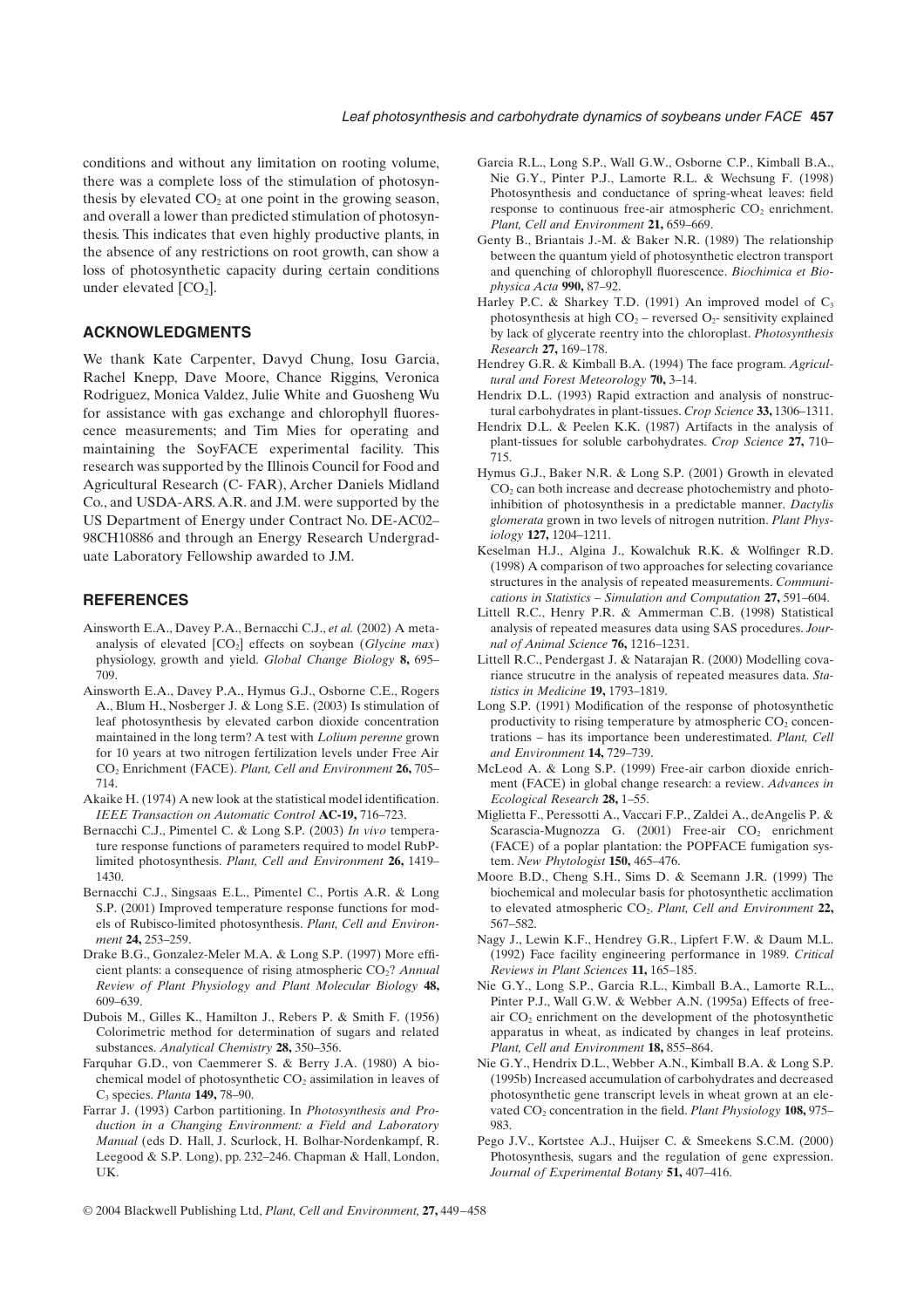conditions and without any limitation on rooting volume, there was a complete loss of the stimulation of photosynthesis by elevated $CO_2$ at one point in the growing season, and overall a lower than predicted stimulation of photosynthesis. This indicates that even highly productive plants, in the absence of any restrictions on root growth, can show a loss of photosynthetic capacity during certain conditions under elevated [$CO_2$].

## ACKNOWLEDGMENTS

We thank Kate Carpenter, Davyd Chung, Iosu Garcia, Rachel Knepp, Dave Moore, Chance Riggins, Veronica Rodriguez, Monica Valdez, Julie White and Guosheng Wu for assistance with gas exchange and chlorophyll fluorescence measurements; and Tim Mies for operating and maintaining the SoyFACE experimental facility. This research was supported by the Illinois Council for Food and Agricultural Research (C- FAR), Archer Daniels Midland Co., and USDA-ARS. A.R. and J.M. were supported by the US Department of Energy under Contract No. DE-AC02–98CH10886 and through an Energy Research Undergraduate Laboratory Fellowship awarded to J.M.

## REFERENCES

Ainsworth E.A., Davey P.A., Bernacchi C.J., *et al.* (2002) A meta-analysis of elevated [$CO_2$] effects on soybean (*Glycine max*) physiology, growth and yield. *Global Change Biology* **8,** 695–709.

Ainsworth E.A., Davey P.A., Hymus G.J., Osborne C.E., Rogers A., Blum H., Nosberger J. & Long S.E. (2003) Is stimulation of leaf photosynthesis by elevated carbon dioxide concentration maintained in the long term? A test with *Lolium perenne* grown for 10 years at two nitrogen fertilization levels under Free Air $CO_2$ Enrichment (FACE). *Plant, Cell and Environment* **26,** 705–714.

Akaike H. (1974) A new look at the statistical model identification. *IEEE Transaction on Automatic Control* **AC-19,** 716–723.

Bernacchi C.J., Pimentel C. & Long S.P. (2003) *In vivo* temperature response functions of parameters required to model RubP-limited photosynthesis. *Plant, Cell and Environment* **26,** 1419–1430.

Bernacchi C.J., Singsaas E.L., Pimentel C., Portis A.R. & Long S.P. (2001) Improved temperature response functions for models of Rubisco-limited photosynthesis. *Plant, Cell and Environment* **24,** 253–259.

Drake B.G., Gonzalez-Meler M.A. & Long S.P. (1997) More efficient plants: a consequence of rising atmospheric $CO_2$? *Annual Review of Plant Physiology and Plant Molecular Biology* **48,** 609–639.

Dubois M., Gilles K., Hamilton J., Rebers P. & Smith F. (1956) Colorimetric method for determination of sugars and related substances. *Analytical Chemistry* **28,** 350–356.

Farquhar G.D., von Caemmerer S. & Berry J.A. (1980) A biochemical model of photosynthetic $CO_2$ assimilation in leaves of $C_3$ species. *Planta* **149,** 78–90.

Farrar J. (1993) Carbon partitioning. In *Photosynthesis and Production in a Changing Environment: a Field and Laboratory Manual* (eds D. Hall, J. Scurlock, H. Bolhar-Nordenkampf, R. Leegood & S.P. Long), pp. 232–246. Chapman & Hall, London, UK.

Garcia R.L., Long S.P., Wall G.W., Osborne C.P., Kimball B.A., Nie G.Y., Pinter P.J., Lamorte R.L. & Wechsung F. (1998) Photosynthesis and conductance of spring-wheat leaves: field response to continuous free-air atmospheric $CO_2$ enrichment. *Plant, Cell and Environment* **21,** 659–669.

Genty B., Briantais J.-M. & Baker N.R. (1989) The relationship between the quantum yield of photosynthetic electron transport and quenching of chlorophyll fluorescence. *Biochimica et Biophysica Acta* **990,** 87–92.

Harley P.C. & Sharkey T.D. (1991) An improved model of $C_3$ photosynthesis at high $CO_2$ – reversed $O_2$- sensitivity explained by lack of glycerate reentry into the chloroplast. *Photosynthesis Research* **27,** 169–178.

Hendrey G.R. & Kimball B.A. (1994) The face program. *Agricultural and Forest Meteorology* **70,** 3–14.

Hendrix D.L. (1993) Rapid extraction and analysis of nonstructural carbohydrates in plant-tissues. *Crop Science* **33,** 1306–1311.

Hendrix D.L. & Peelen K.K. (1987) Artifacts in the analysis of plant-tissues for soluble carbohydrates. *Crop Science* **27,** 710–715.

Hymus G.J., Baker N.R. & Long S.P. (2001) Growth in elevated $CO_2$ can both increase and decrease photochemistry and photoinhibition of photosynthesis in a predictable manner. *Dactylis glomerata* grown in two levels of nitrogen nutrition. *Plant Physiology* **127,** 1204–1211.

Keselman H.J., Algina J., Kowalchuk R.K. & Wolfinger R.D. (1998) A comparison of two approaches for selecting covariance structures in the analysis of repeated measurements. *Communications in Statistics – Simulation and Computation* **27,** 591–604.

Littell R.C., Henry P.R. & Ammerman C.B. (1998) Statistical analysis of repeated measures data using SAS procedures. *Journal of Animal Science* **76,** 1216–1231.

Littell R.C., Pendergast J. & Natarajan R. (2000) Modelling covariance strucutre in the analysis of repeated measures data. *Statistics in Medicine* **19,** 1793–1819.

Long S.P. (1991) Modification of the response of photosynthetic productivity to rising temperature by atmospheric $CO_2$ concentrations – has its importance been underestimated. *Plant, Cell and Environment* **14,** 729–739.

McLeod A. & Long S.P. (1999) Free-air carbon dioxide enrichment (FACE) in global change research: a review. *Advances in Ecological Research* **28,** 1–55.

Miglietta F., Peressotti A., Vaccari F.P., Zaldei A., deAngelis P. & Scarascia-Mugnozza G. (2001) Free-air $CO_2$ enrichment (FACE) of a poplar plantation: the POPFACE fumigation system. *New Phytologist* **150,** 465–476.

Moore B.D., Cheng S.H., Sims D. & Seemann J.R. (1999) The biochemical and molecular basis for photosynthetic acclimation to elevated atmospheric $CO_2$. *Plant, Cell and Environment* **22,** 567–582.

Nagy J., Lewin K.F., Hendrey G.R., Lipfert F.W. & Daum M.L. (1992) Face facility engineering performance in 1989. *Critical Reviews in Plant Sciences* **11,** 165–185.

Nie G.Y., Long S.P., Garcia R.L., Kimball B.A., Lamorte R.L., Pinter P.J., Wall G.W. & Webber A.N. (1995a) Effects of free-air $CO_2$ enrichment on the development of the photosynthetic apparatus in wheat, as indicated by changes in leaf proteins. *Plant, Cell and Environment* **18,** 855–864.

Nie G.Y., Hendrix D.L., Webber A.N., Kimball B.A. & Long S.P. (1995b) Increased accumulation of carbohydrates and decreased photosynthetic gene transcript levels in wheat grown at an elevated $CO_2$ concentration in the field. *Plant Physiology* **108,** 975–983.

Pego J.V., Kortstee A.J., Huijser C. & Smeekens S.C.M. (2000) Photosynthesis, sugars and the regulation of gene expression. *Journal of Experimental Botany* **51,** 407–416.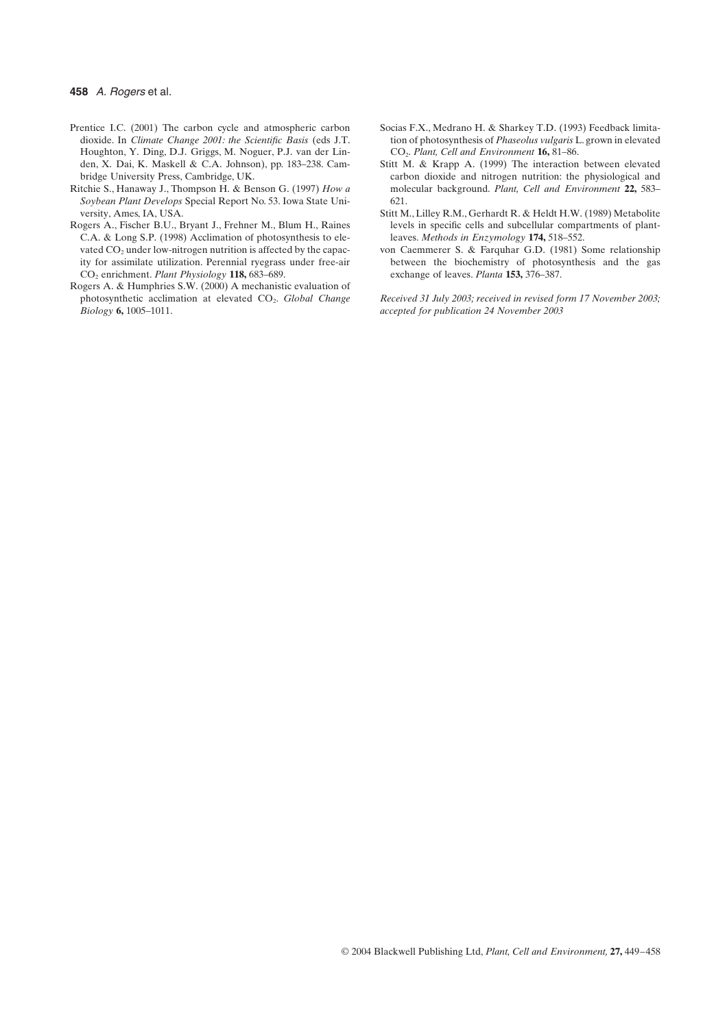Prentice I.C. (2001) The carbon cycle and atmospheric carbon dioxide. In *Climate Change 2001: the Scientific Basis* (eds J.T. Houghton, Y. Ding, D.J. Griggs, M. Noguer, P.J. van der Linden, X. Dai, K. Maskell & C.A. Johnson), pp. 183–238. Cambridge University Press, Cambridge, UK.

Ritchie S., Hanaway J., Thompson H. & Benson G. (1997) *How a Soybean Plant Develops* Special Report No. 53. Iowa State University, Ames, IA, USA.

Rogers A., Fischer B.U., Bryant J., Frehner M., Blum H., Raines C.A. & Long S.P. (1998) Acclimation of photosynthesis to elevated $CO_2$ under low-nitrogen nutrition is affected by the capacity for assimilate utilization. Perennial ryegrass under free-air $CO_2$ enrichment. *Plant Physiology* **118,** 683–689.

Rogers A. & Humphries S.W. (2000) A mechanistic evaluation of photosynthetic acclimation at elevated $CO_2$. *Global Change Biology* **6,** 1005–1011.

Socias F.X., Medrano H. & Sharkey T.D. (1993) Feedback limitation of photosynthesis of *Phaseolus vulgaris* L. grown in elevated $CO_2$. *Plant, Cell and Environment* **16,** 81–86.

Stitt M. & Krapp A. (1999) The interaction between elevated carbon dioxide and nitrogen nutrition: the physiological and molecular background. *Plant, Cell and Environment* **22,** 583–621.

Stitt M., Lilley R.M., Gerhardt R. & Heldt H.W. (1989) Metabolite levels in specific cells and subcellular compartments of plant-leaves. *Methods in Enzymology* **174,** 518–552.

von Caemmerer S. & Farquhar G.D. (1981) Some relationship between the biochemistry of photosynthesis and the gas exchange of leaves. *Planta* **153,** 376–387.

*Received 31 July 2003; received in revised form 17 November 2003; accepted for publication 24 November 2003*